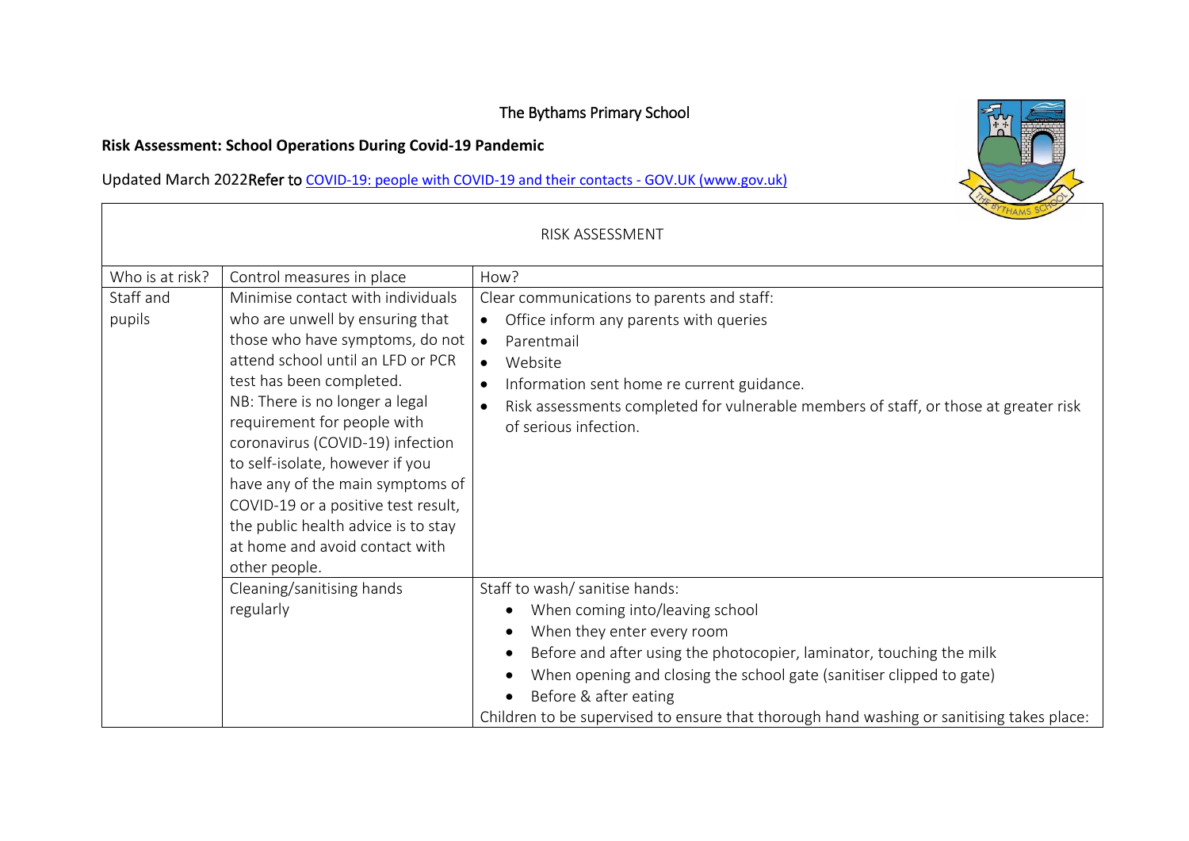The Bythams Primary School

**Risk Assessment: School Operations During Covid-19 Pandemic**

Updated March 2022Refer to [COVID-19: people with COVID-19 and their contacts - GOV.UK (www.gov.uk)]

| RISK ASSESSMENT | | |
|---|---|---|
| Who is at risk? | Control measures in place | How? |
| Staff and pupils | Minimise contact with individuals who are unwell by ensuring that those who have symptoms, do not attend school until an LFD or PCR test has been completed.<br>NB: There is no longer a legal requirement for people with coronavirus (COVID-19) infection to self-isolate, however if you have any of the main symptoms of COVID-19 or a positive test result, the public health advice is to stay at home and avoid contact with other people. | Clear communications to parents and staff:<br>• Office inform any parents with queries<br>• Parentmail<br>• Website<br>• Information sent home re current guidance.<br>• Risk assessments completed for vulnerable members of staff, or those at greater risk of serious infection. |
| | Cleaning/sanitising hands regularly | Staff to wash/ sanitise hands:<br>• When coming into/leaving school<br>• When they enter every room<br>• Before and after using the photocopier, laminator, touching the milk<br>• When opening and closing the school gate (sanitiser clipped to gate)<br>• Before & after eating<br>Children to be supervised to ensure that thorough hand washing or sanitising takes place: |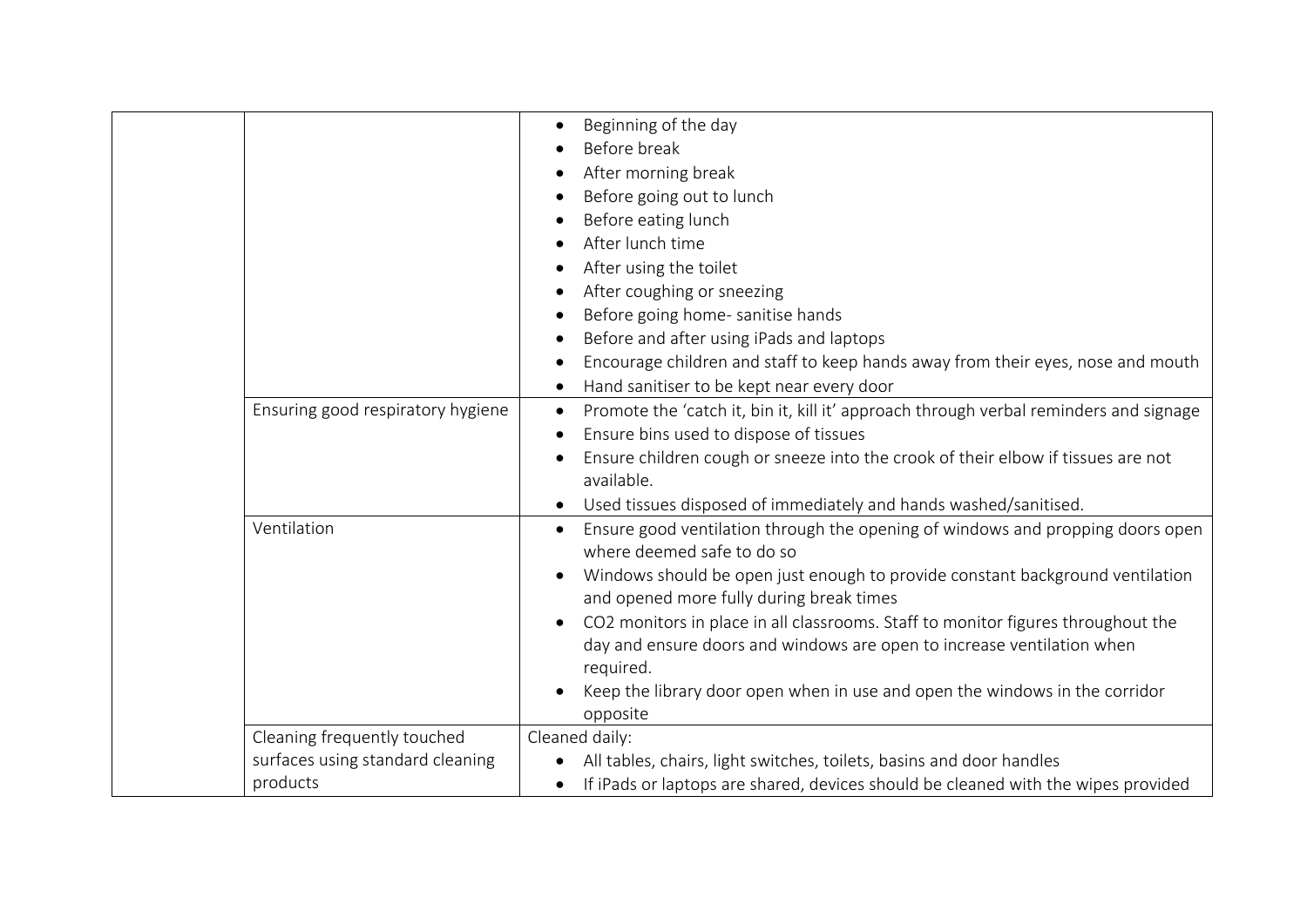| | | |
|---|---|---|
| | | • Beginning of the day<br>• Before break<br>• After morning break<br>• Before going out to lunch<br>• Before eating lunch<br>• After lunch time<br>• After using the toilet<br>• After coughing or sneezing<br>• Before going home- sanitise hands<br>• Before and after using iPads and laptops<br>• Encourage children and staff to keep hands away from their eyes, nose and mouth<br>• Hand sanitiser to be kept near every door |
| | Ensuring good respiratory hygiene | • Promote the 'catch it, bin it, kill it' approach through verbal reminders and signage<br>• Ensure bins used to dispose of tissues<br>• Ensure children cough or sneeze into the crook of their elbow if tissues are not available.<br>• Used tissues disposed of immediately and hands washed/sanitised. |
| | Ventilation | • Ensure good ventilation through the opening of windows and propping doors open where deemed safe to do so<br>• Windows should be open just enough to provide constant background ventilation and opened more fully during break times<br>• $CO_2$ monitors in place in all classrooms. Staff to monitor figures throughout the day and ensure doors and windows are open to increase ventilation when required.<br>• Keep the library door open when in use and open the windows in the corridor opposite |
| | Cleaning frequently touched surfaces using standard cleaning products | Cleaned daily:<br>• All tables, chairs, light switches, toilets, basins and door handles<br>• If iPads or laptops are shared, devices should be cleaned with the wipes provided |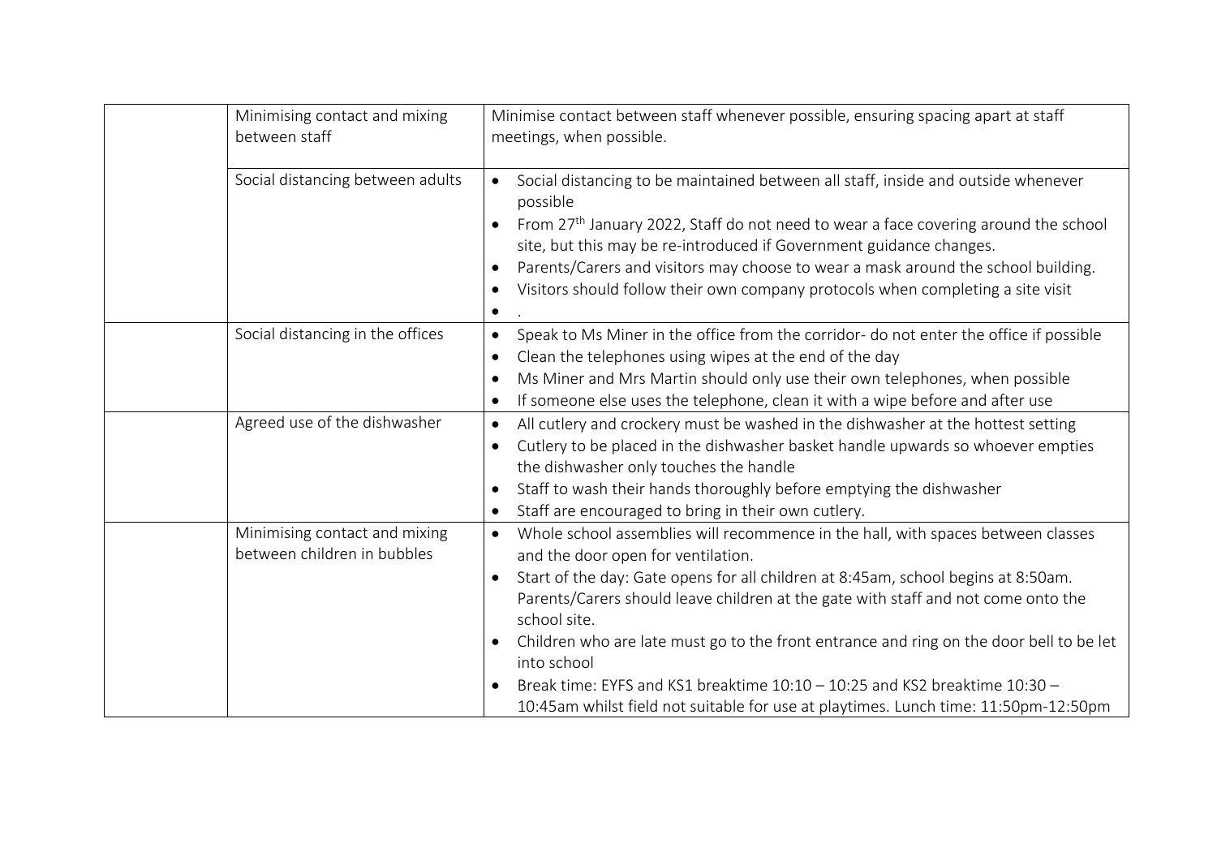| | | |
|---|---|---|
| | Minimising contact and mixing between staff | Minimise contact between staff whenever possible, ensuring spacing apart at staff meetings, when possible. |
| | Social distancing between adults | • Social distancing to be maintained between all staff, inside and outside whenever possible<br>• From 27th January 2022, Staff do not need to wear a face covering around the school site, but this may be re-introduced if Government guidance changes.<br>• Parents/Carers and visitors may choose to wear a mask around the school building.<br>• Visitors should follow their own company protocols when completing a site visit<br>• . |
| | Social distancing in the offices | • Speak to Ms Miner in the office from the corridor- do not enter the office if possible<br>• Clean the telephones using wipes at the end of the day<br>• Ms Miner and Mrs Martin should only use their own telephones, when possible<br>• If someone else uses the telephone, clean it with a wipe before and after use |
| | Agreed use of the dishwasher | • All cutlery and crockery must be washed in the dishwasher at the hottest setting<br>• Cutlery to be placed in the dishwasher basket handle upwards so whoever empties the dishwasher only touches the handle<br>• Staff to wash their hands thoroughly before emptying the dishwasher<br>• Staff are encouraged to bring in their own cutlery. |
| | Minimising contact and mixing between children in bubbles | • Whole school assemblies will recommence in the hall, with spaces between classes and the door open for ventilation.<br>• Start of the day: Gate opens for all children at 8:45am, school begins at 8:50am. Parents/Carers should leave children at the gate with staff and not come onto the school site.<br>• Children who are late must go to the front entrance and ring on the door bell to be let into school<br>• Break time: EYFS and KS1 breaktime 10:10 – 10:25 and KS2 breaktime 10:30 – 10:45am whilst field not suitable for use at playtimes. Lunch time: 11:50pm-12:50pm |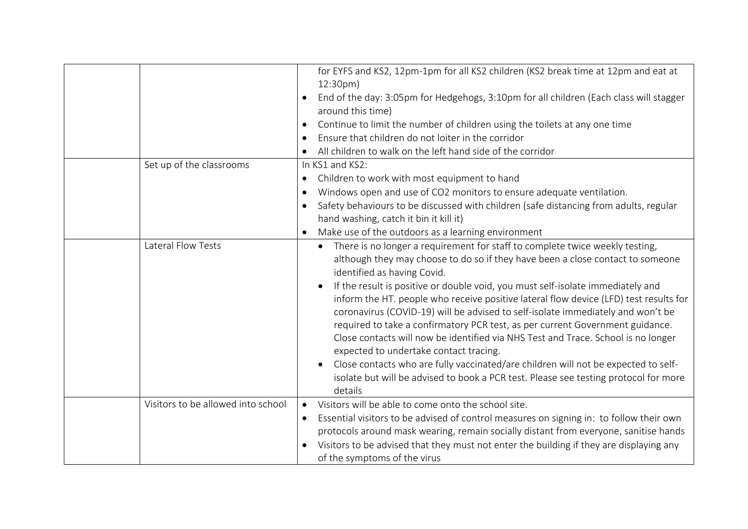| | | |
|---|---|---|
| | | for EYFS and KS2, 12pm-1pm for all KS2 children (KS2 break time at 12pm and eat at 12:30pm)<br>• End of the day: 3:05pm for Hedgehogs, 3:10pm for all children (Each class will stagger around this time)<br>• Continue to limit the number of children using the toilets at any one time<br>• Ensure that children do not loiter in the corridor<br>• All children to walk on the left hand side of the corridor |
| | Set up of the classrooms | In KS1 and KS2:<br>• Children to work with most equipment to hand<br>• Windows open and use of CO2 monitors to ensure adequate ventilation.<br>• Safety behaviours to be discussed with children (safe distancing from adults, regular hand washing, catch it bin it kill it)<br>• Make use of the outdoors as a learning environment |
| | Lateral Flow Tests | • There is no longer a requirement for staff to complete twice weekly testing, although they may choose to do so if they have been a close contact to someone identified as having Covid.<br>• If the result is positive or double void, you must self-isolate immediately and inform the HT. people who receive positive lateral flow device (LFD) test results for coronavirus (COVID-19) will be advised to self-isolate immediately and won't be required to take a confirmatory PCR test, as per current Government guidance. Close contacts will now be identified via NHS Test and Trace. School is no longer expected to undertake contact tracing.<br>• Close contacts who are fully vaccinated/are children will not be expected to self-isolate but will be advised to book a PCR test. Please see testing protocol for more details |
| | Visitors to be allowed into school | • Visitors will be able to come onto the school site.<br>• Essential visitors to be advised of control measures on signing in: to follow their own protocols around mask wearing, remain socially distant from everyone, sanitise hands<br>• Visitors to be advised that they must not enter the building if they are displaying any of the symptoms of the virus |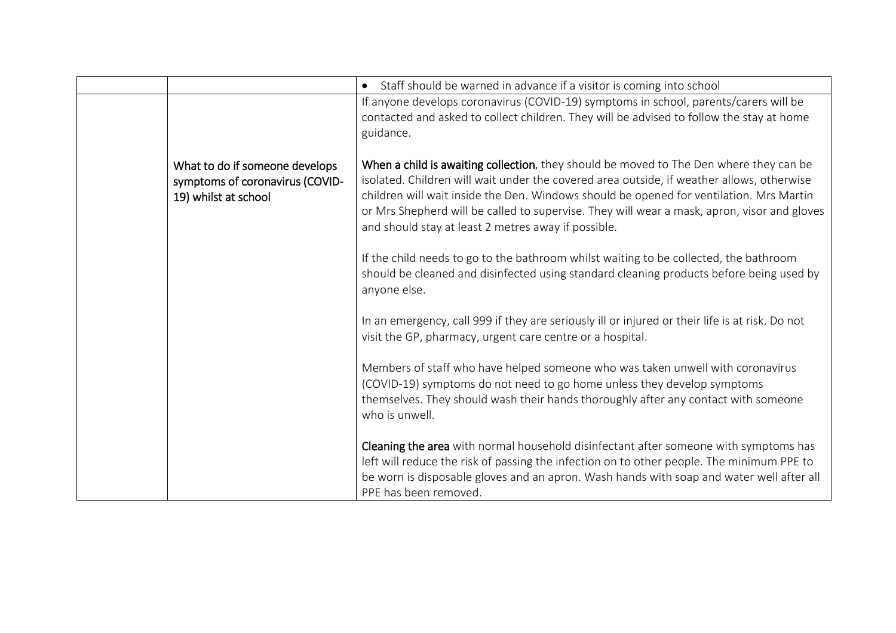| | | |
|---|---|---|
| | | • Staff should be warned in advance if a visitor is coming into school |
| | What to do if someone develops symptoms of coronavirus (COVID-19) whilst at school | If anyone develops coronavirus (COVID-19) symptoms in school, parents/carers will be contacted and asked to collect children. They will be advised to follow the stay at home guidance.<br><br>**When a child is awaiting collection**, they should be moved to The Den where they can be isolated. Children will wait under the covered area outside, if weather allows, otherwise children will wait inside the Den. Windows should be opened for ventilation. Mrs Martin or Mrs Shepherd will be called to supervise. They will wear a mask, apron, visor and gloves and should stay at least 2 metres away if possible.<br><br>If the child needs to go to the bathroom whilst waiting to be collected, the bathroom should be cleaned and disinfected using standard cleaning products before being used by anyone else.<br><br>In an emergency, call 999 if they are seriously ill or injured or their life is at risk. Do not visit the GP, pharmacy, urgent care centre or a hospital.<br><br>Members of staff who have helped someone who was taken unwell with coronavirus (COVID-19) symptoms do not need to go home unless they develop symptoms themselves. They should wash their hands thoroughly after any contact with someone who is unwell.<br><br>**Cleaning the area** with normal household disinfectant after someone with symptoms has left will reduce the risk of passing the infection on to other people. The minimum PPE to be worn is disposable gloves and an apron. Wash hands with soap and water well after all PPE has been removed. |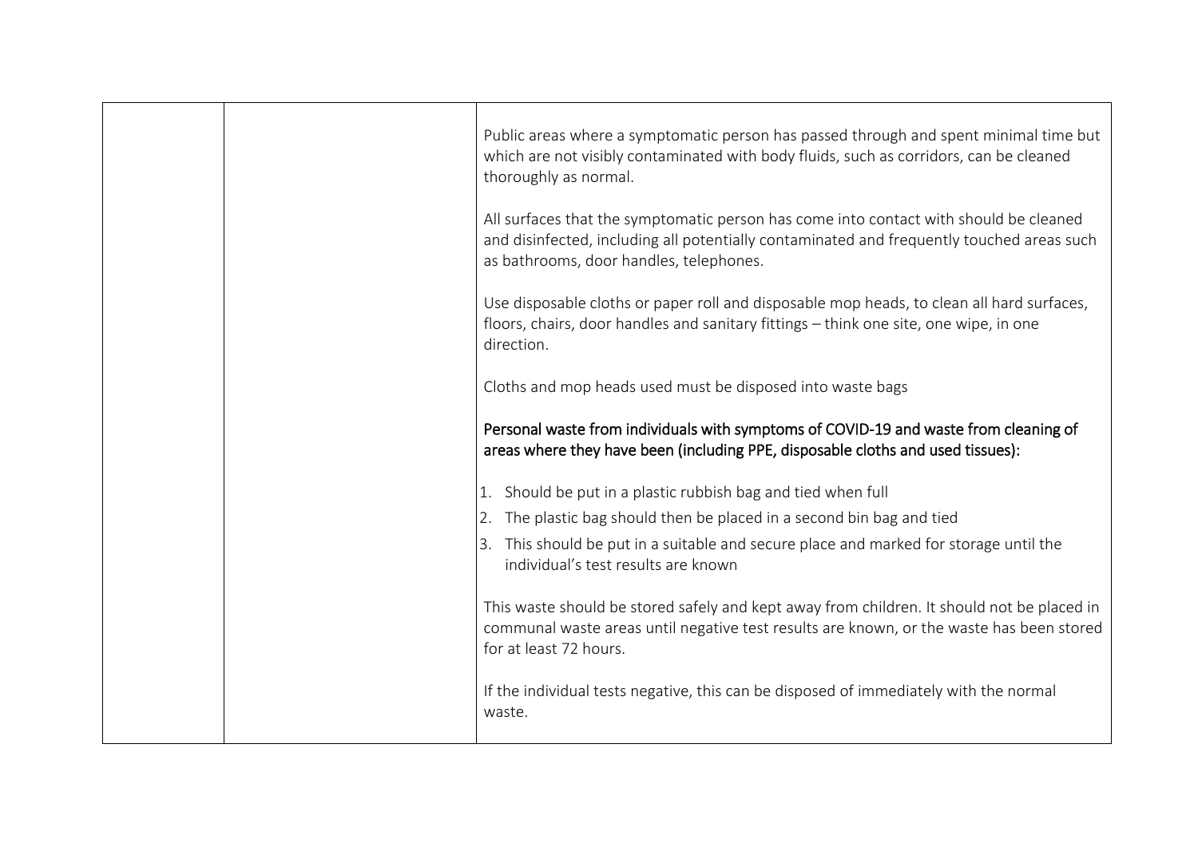| | | |
|---|---|---|
| | | Public areas where a symptomatic person has passed through and spent minimal time but which are not visibly contaminated with body fluids, such as corridors, can be cleaned thoroughly as normal.<br><br>All surfaces that the symptomatic person has come into contact with should be cleaned and disinfected, including all potentially contaminated and frequently touched areas such as bathrooms, door handles, telephones.<br><br>Use disposable cloths or paper roll and disposable mop heads, to clean all hard surfaces, floors, chairs, door handles and sanitary fittings – think one site, one wipe, in one direction.<br><br>Cloths and mop heads used must be disposed into waste bags<br><br>Personal waste from individuals with symptoms of COVID-19 and waste from cleaning of areas where they have been (including PPE, disposable cloths and used tissues):<br><br>1. Should be put in a plastic rubbish bag and tied when full<br>2. The plastic bag should then be placed in a second bin bag and tied<br>3. This should be put in a suitable and secure place and marked for storage until the individual's test results are known<br><br>This waste should be stored safely and kept away from children. It should not be placed in communal waste areas until negative test results are known, or the waste has been stored for at least 72 hours.<br><br>If the individual tests negative, this can be disposed of immediately with the normal waste. |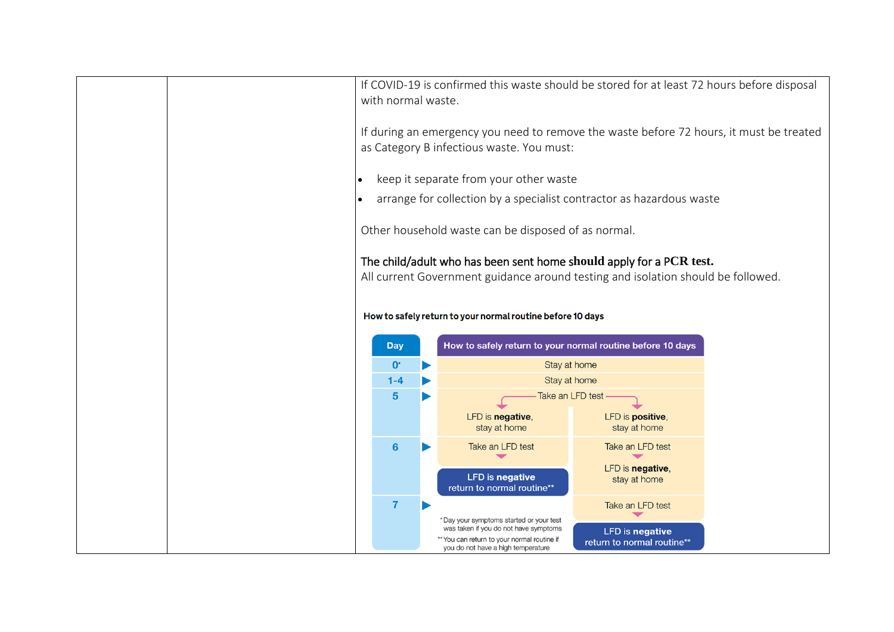| | | If COVID-19 is confirmed this waste should be stored for at least 72 hours before disposal with normal waste.<br><br>If during an emergency you need to remove the waste before 72 hours, it must be treated as Category B infectious waste. You must:<br><br>• keep it separate from your other waste<br>• arrange for collection by a specialist contractor as hazardous waste<br><br>Other household waste can be disposed of as normal.<br><br>The child/adult who has been sent home **should** apply for a **PCR test.**<br>All current Government guidance around testing and isolation should be followed.<br><br>**How to safely return to your normal routine before 10 days** |
|---|---|---|

**How to safely return to your normal routine before 10 days**

| Day | How to safely return to your normal routine before 10 days | |
|---|---|---|
| 0* | Stay at home | |
| 1-4 | Stay at home | |
| 5 | Take an LFD test → LFD is **negative**, stay at home | Take an LFD test → LFD is **positive**, stay at home |
| 6 | Take an LFD test → **LFD is negative** return to normal routine** | Take an LFD test → LFD is **negative**, stay at home |
| 7 | | Take an LFD test → **LFD is negative** return to normal routine** |

*Day your symptoms started or your test was taken if you do not have symptoms

**You can return to your normal routine if you do not have a high temperature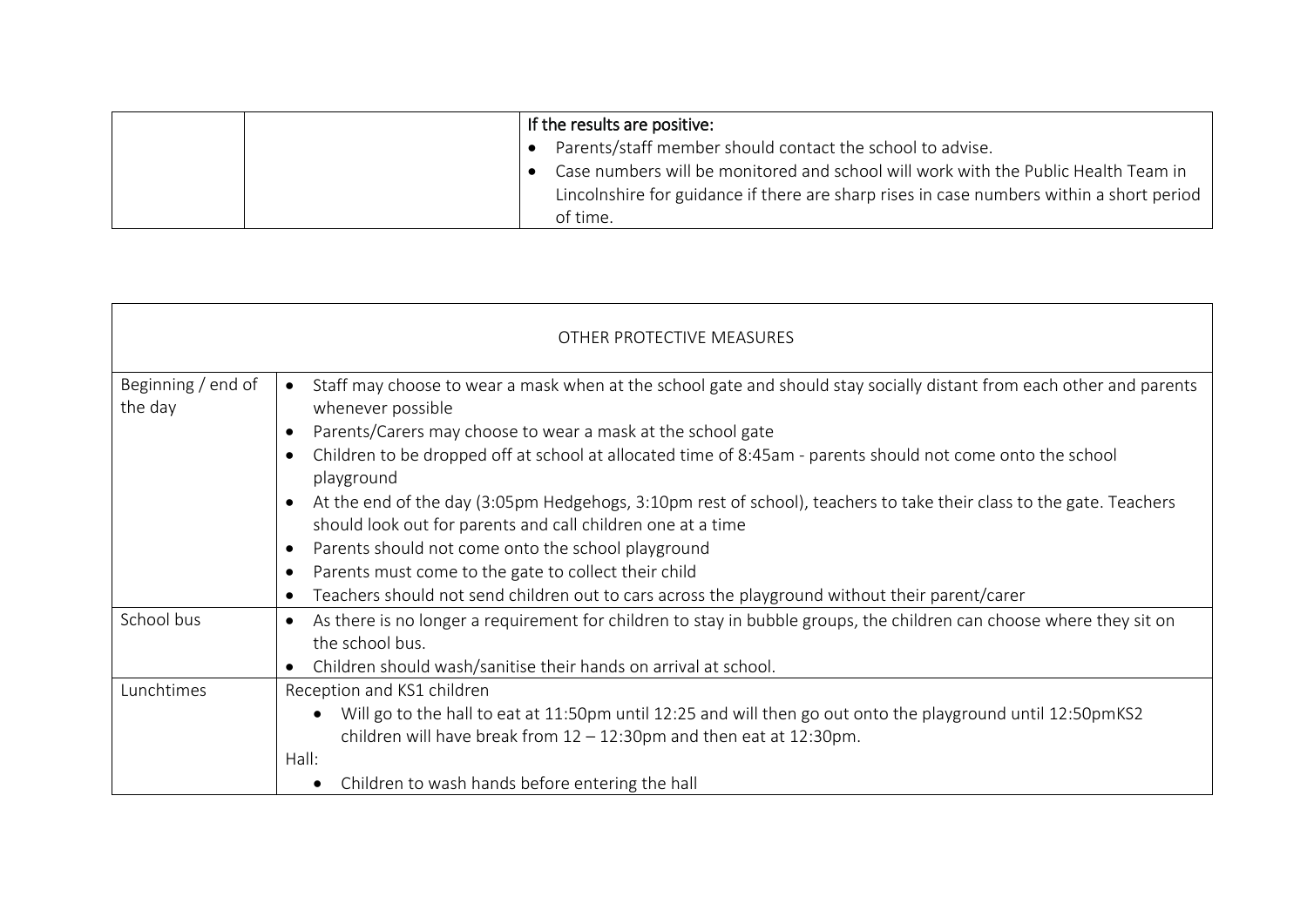| | | If the results are positive:<br>• Parents/staff member should contact the school to advise.<br>• Case numbers will be monitored and school will work with the Public Health Team in Lincolnshire for guidance if there are sharp rises in case numbers within a short period of time. |
|---|---|---|

| OTHER PROTECTIVE MEASURES | |
|---|---|
| Beginning / end of the day | • Staff may choose to wear a mask when at the school gate and should stay socially distant from each other and parents whenever possible<br>• Parents/Carers may choose to wear a mask at the school gate<br>• Children to be dropped off at school at allocated time of 8:45am - parents should not come onto the school playground<br>• At the end of the day (3:05pm Hedgehogs, 3:10pm rest of school), teachers to take their class to the gate. Teachers should look out for parents and call children one at a time<br>• Parents should not come onto the school playground<br>• Parents must come to the gate to collect their child<br>• Teachers should not send children out to cars across the playground without their parent/carer |
| School bus | • As there is no longer a requirement for children to stay in bubble groups, the children can choose where they sit on the school bus.<br>• Children should wash/sanitise their hands on arrival at school. |
| Lunchtimes | Reception and KS1 children<br>• Will go to the hall to eat at 11:50pm until 12:25 and will then go out onto the playground until 12:50pmKS2 children will have break from 12 – 12:30pm and then eat at 12:30pm.<br>Hall:<br>• Children to wash hands before entering the hall |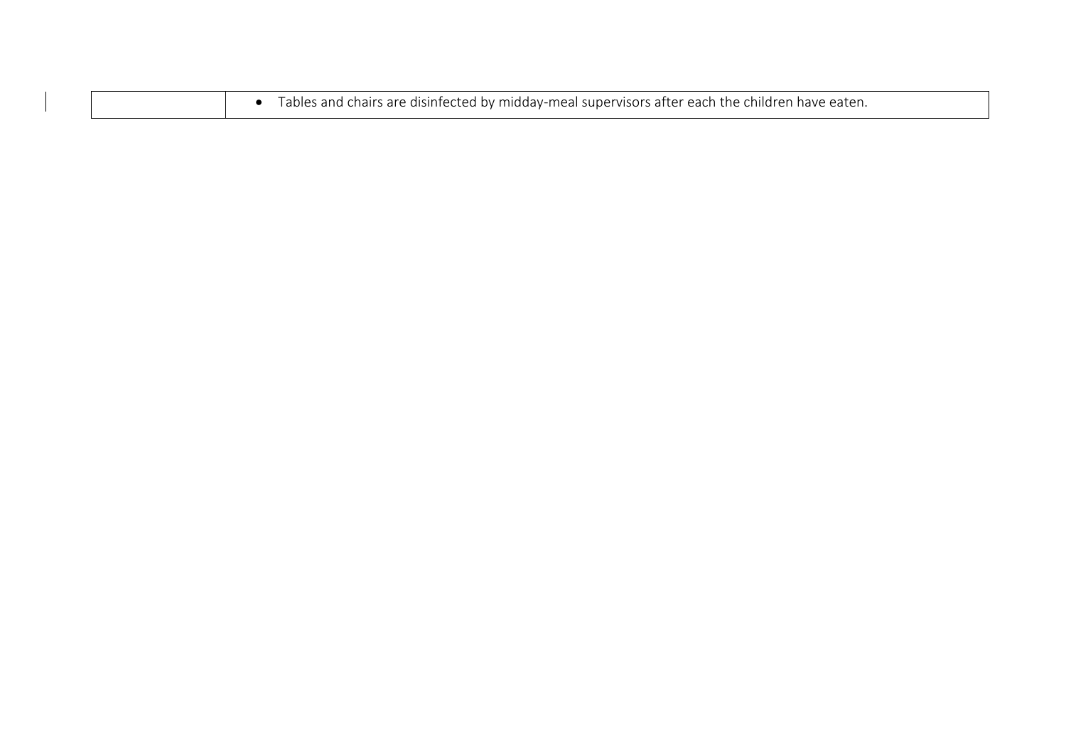| | |
|---|---|
| | • Tables and chairs are disinfected by midday-meal supervisors after each the children have eaten. |